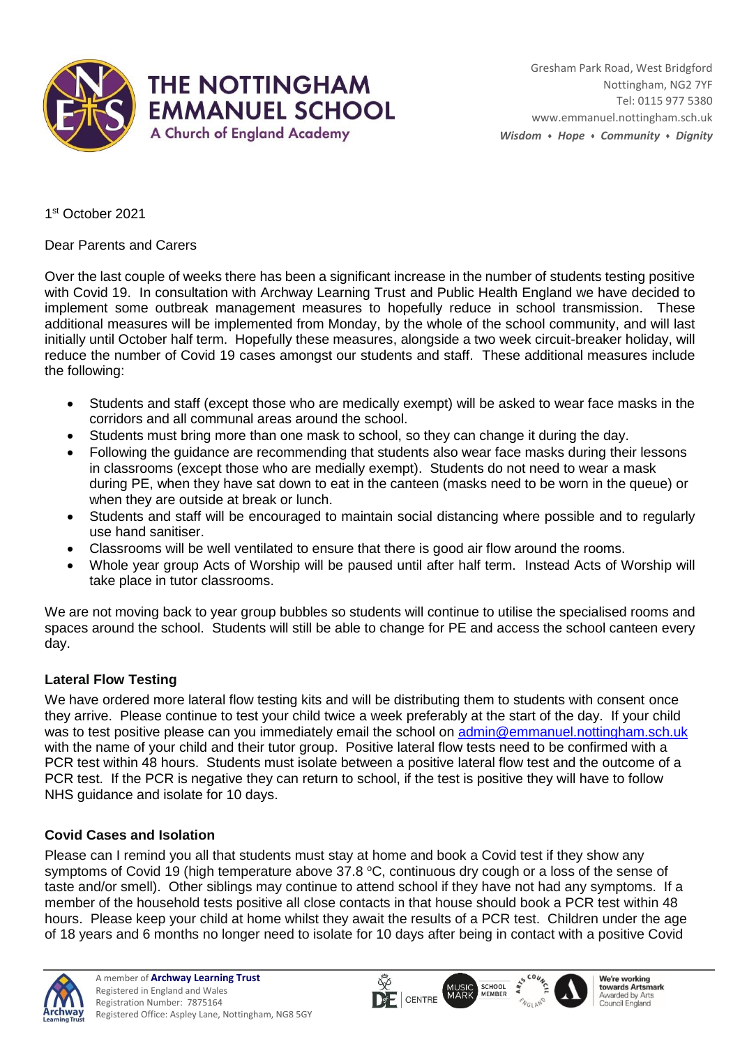# THE NOTTINGHAM EMMANUEL SCHOOL
A Church of England Academy

Gresham Park Road, West Bridgford
Nottingham, NG2 7YF
Tel: 0115 977 5380
www.emmanuel.nottingham.sch.uk
*Wisdom • Hope • Community • Dignity*

1st October 2021

Dear Parents and Carers

Over the last couple of weeks there has been a significant increase in the number of students testing positive with Covid 19. In consultation with Archway Learning Trust and Public Health England we have decided to implement some outbreak management measures to hopefully reduce in school transmission. These additional measures will be implemented from Monday, by the whole of the school community, and will last initially until October half term. Hopefully these measures, alongside a two week circuit-breaker holiday, will reduce the number of Covid 19 cases amongst our students and staff. These additional measures include the following:

- Students and staff (except those who are medically exempt) will be asked to wear face masks in the corridors and all communal areas around the school.
- Students must bring more than one mask to school, so they can change it during the day.
- Following the guidance are recommending that students also wear face masks during their lessons in classrooms (except those who are medially exempt). Students do not need to wear a mask during PE, when they have sat down to eat in the canteen (masks need to be worn in the queue) or when they are outside at break or lunch.
- Students and staff will be encouraged to maintain social distancing where possible and to regularly use hand sanitiser.
- Classrooms will be well ventilated to ensure that there is good air flow around the rooms.
- Whole year group Acts of Worship will be paused until after half term. Instead Acts of Worship will take place in tutor classrooms.

We are not moving back to year group bubbles so students will continue to utilise the specialised rooms and spaces around the school. Students will still be able to change for PE and access the school canteen every day.

### Lateral Flow Testing

We have ordered more lateral flow testing kits and will be distributing them to students with consent once they arrive. Please continue to test your child twice a week preferably at the start of the day. If your child was to test positive please can you immediately email the school on admin@emmanuel.nottingham.sch.uk with the name of your child and their tutor group. Positive lateral flow tests need to be confirmed with a PCR test within 48 hours. Students must isolate between a positive lateral flow test and the outcome of a PCR test. If the PCR is negative they can return to school, if the test is positive they will have to follow NHS guidance and isolate for 10 days.

### Covid Cases and Isolation

Please can I remind you all that students must stay at home and book a Covid test if they show any symptoms of Covid 19 (high temperature above 37.8 ºC, continuous dry cough or a loss of the sense of taste and/or smell). Other siblings may continue to attend school if they have not had any symptoms. If a member of the household tests positive all close contacts in that house should book a PCR test within 48 hours. Please keep your child at home whilst they await the results of a PCR test. Children under the age of 18 years and 6 months no longer need to isolate for 10 days after being in contact with a positive Covid

A member of **Archway Learning Trust**
Registered in England and Wales
Registration Number: 7875164
Registered Office: Aspley Lane, Nottingham, NG8 5GY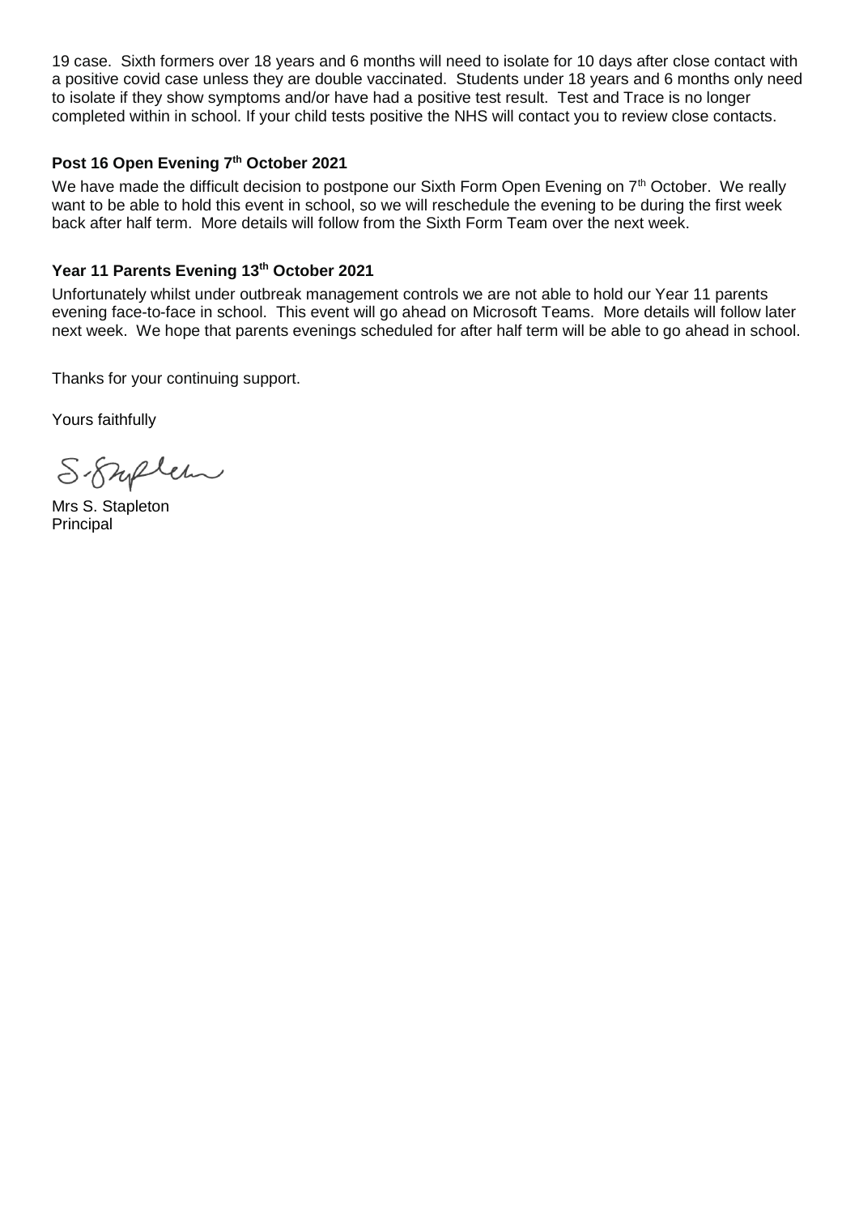19 case. Sixth formers over 18 years and 6 months will need to isolate for 10 days after close contact with a positive covid case unless they are double vaccinated. Students under 18 years and 6 months only need to isolate if they show symptoms and/or have had a positive test result. Test and Trace is no longer completed within in school. If your child tests positive the NHS will contact you to review close contacts.

**Post 16 Open Evening 7th October 2021**

We have made the difficult decision to postpone our Sixth Form Open Evening on 7th October. We really want to be able to hold this event in school, so we will reschedule the evening to be during the first week back after half term. More details will follow from the Sixth Form Team over the next week.

**Year 11 Parents Evening 13th October 2021**

Unfortunately whilst under outbreak management controls we are not able to hold our Year 11 parents evening face-to-face in school. This event will go ahead on Microsoft Teams. More details will follow later next week. We hope that parents evenings scheduled for after half term will be able to go ahead in school.

Thanks for your continuing support.

Yours faithfully

S. Stapleton

Mrs S. Stapleton
Principal